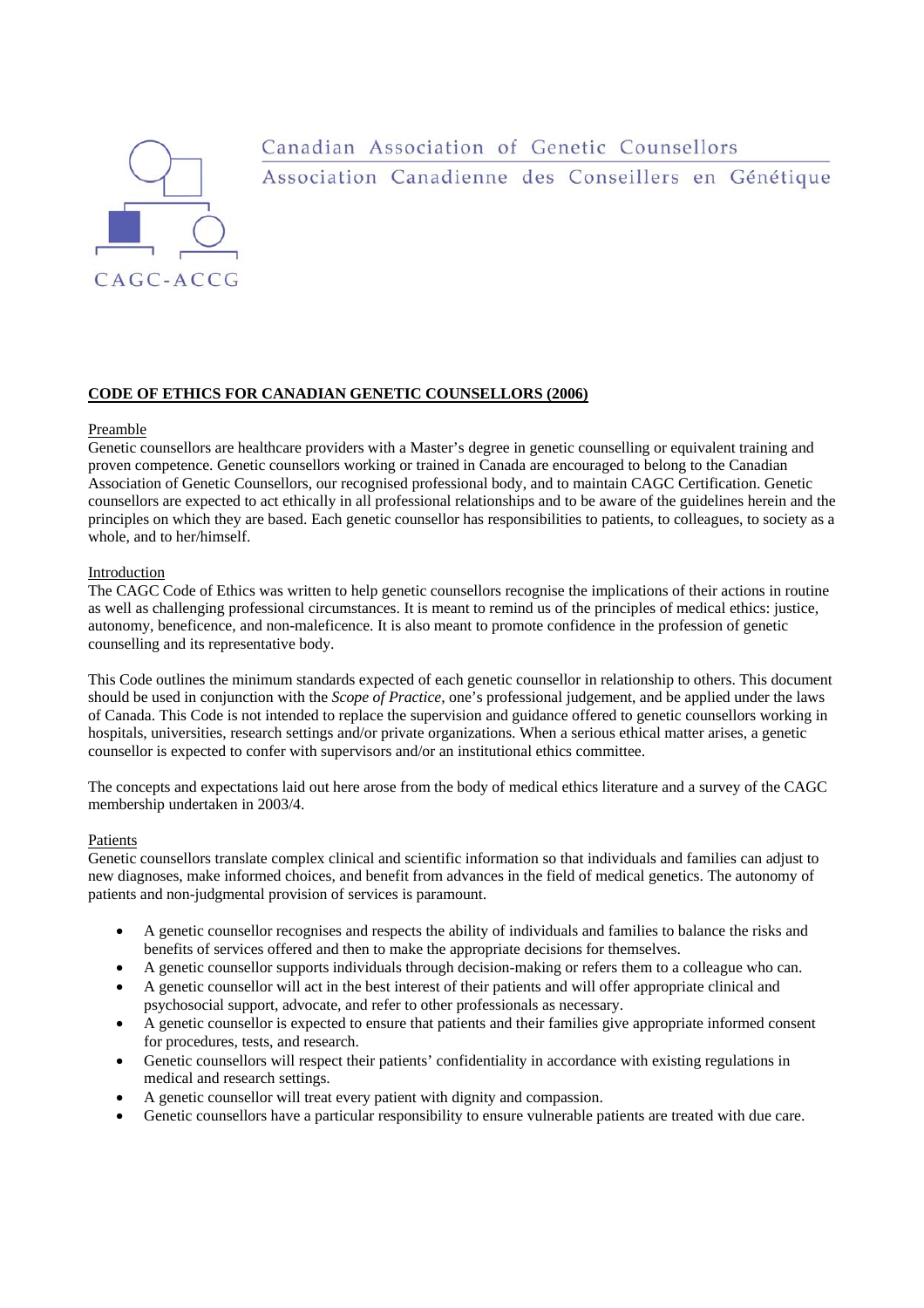Canadian Association of Genetic Counsellors
Association Canadienne des Conseillers en Génétique

CAGC-ACCG

# CODE OF ETHICS FOR CANADIAN GENETIC COUNSELLORS (2006)

## Preamble

Genetic counsellors are healthcare providers with a Master's degree in genetic counselling or equivalent training and proven competence. Genetic counsellors working or trained in Canada are encouraged to belong to the Canadian Association of Genetic Counsellors, our recognised professional body, and to maintain CAGC Certification. Genetic counsellors are expected to act ethically in all professional relationships and to be aware of the guidelines herein and the principles on which they are based. Each genetic counsellor has responsibilities to patients, to colleagues, to society as a whole, and to her/himself.

## Introduction

The CAGC Code of Ethics was written to help genetic counsellors recognise the implications of their actions in routine as well as challenging professional circumstances. It is meant to remind us of the principles of medical ethics: justice, autonomy, beneficence, and non-maleficence. It is also meant to promote confidence in the profession of genetic counselling and its representative body.

This Code outlines the minimum standards expected of each genetic counsellor in relationship to others. This document should be used in conjunction with the *Scope of Practice*, one's professional judgement, and be applied under the laws of Canada. This Code is not intended to replace the supervision and guidance offered to genetic counsellors working in hospitals, universities, research settings and/or private organizations. When a serious ethical matter arises, a genetic counsellor is expected to confer with supervisors and/or an institutional ethics committee.

The concepts and expectations laid out here arose from the body of medical ethics literature and a survey of the CAGC membership undertaken in 2003/4.

## Patients

Genetic counsellors translate complex clinical and scientific information so that individuals and families can adjust to new diagnoses, make informed choices, and benefit from advances in the field of medical genetics. The autonomy of patients and non-judgmental provision of services is paramount.

- A genetic counsellor recognises and respects the ability of individuals and families to balance the risks and benefits of services offered and then to make the appropriate decisions for themselves.
- A genetic counsellor supports individuals through decision-making or refers them to a colleague who can.
- A genetic counsellor will act in the best interest of their patients and will offer appropriate clinical and psychosocial support, advocate, and refer to other professionals as necessary.
- A genetic counsellor is expected to ensure that patients and their families give appropriate informed consent for procedures, tests, and research.
- Genetic counsellors will respect their patients' confidentiality in accordance with existing regulations in medical and research settings.
- A genetic counsellor will treat every patient with dignity and compassion.
- Genetic counsellors have a particular responsibility to ensure vulnerable patients are treated with due care.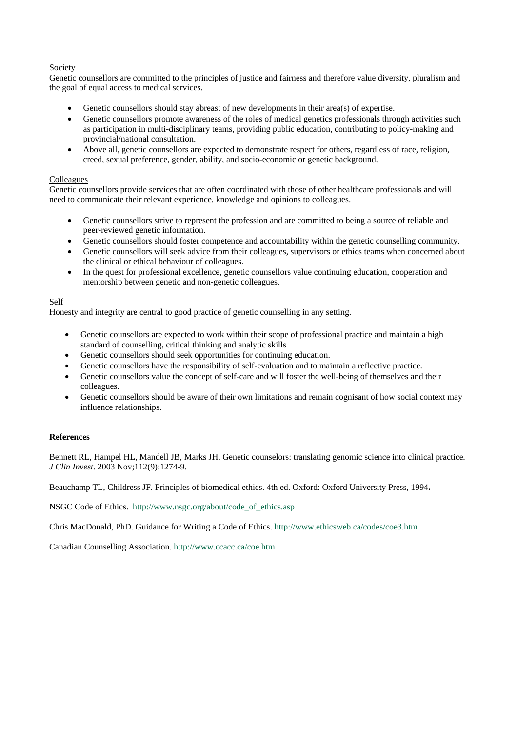Society

Genetic counsellors are committed to the principles of justice and fairness and therefore value diversity, pluralism and the goal of equal access to medical services.

- Genetic counsellors should stay abreast of new developments in their area(s) of expertise.
- Genetic counsellors promote awareness of the roles of medical genetics professionals through activities such as participation in multi-disciplinary teams, providing public education, contributing to policy-making and provincial/national consultation.
- Above all, genetic counsellors are expected to demonstrate respect for others, regardless of race, religion, creed, sexual preference, gender, ability, and socio-economic or genetic background.

Colleagues

Genetic counsellors provide services that are often coordinated with those of other healthcare professionals and will need to communicate their relevant experience, knowledge and opinions to colleagues.

- Genetic counsellors strive to represent the profession and are committed to being a source of reliable and peer-reviewed genetic information.
- Genetic counsellors should foster competence and accountability within the genetic counselling community.
- Genetic counsellors will seek advice from their colleagues, supervisors or ethics teams when concerned about the clinical or ethical behaviour of colleagues.
- In the quest for professional excellence, genetic counsellors value continuing education, cooperation and mentorship between genetic and non-genetic colleagues.

Self

Honesty and integrity are central to good practice of genetic counselling in any setting.

- Genetic counsellors are expected to work within their scope of professional practice and maintain a high standard of counselling, critical thinking and analytic skills
- Genetic counsellors should seek opportunities for continuing education.
- Genetic counsellors have the responsibility of self-evaluation and to maintain a reflective practice.
- Genetic counsellors value the concept of self-care and will foster the well-being of themselves and their colleagues.
- Genetic counsellors should be aware of their own limitations and remain cognisant of how social context may influence relationships.

**References**

Bennett RL, Hampel HL, Mandell JB, Marks JH. Genetic counselors: translating genomic science into clinical practice. *J Clin Invest*. 2003 Nov;112(9):1274-9.

Beauchamp TL, Childress JF. Principles of biomedical ethics. 4th ed. Oxford: Oxford University Press, 1994**.**

NSGC Code of Ethics. http://www.nsgc.org/about/code_of_ethics.asp

Chris MacDonald, PhD. Guidance for Writing a Code of Ethics. http://www.ethicsweb.ca/codes/coe3.htm

Canadian Counselling Association. http://www.ccacc.ca/coe.htm